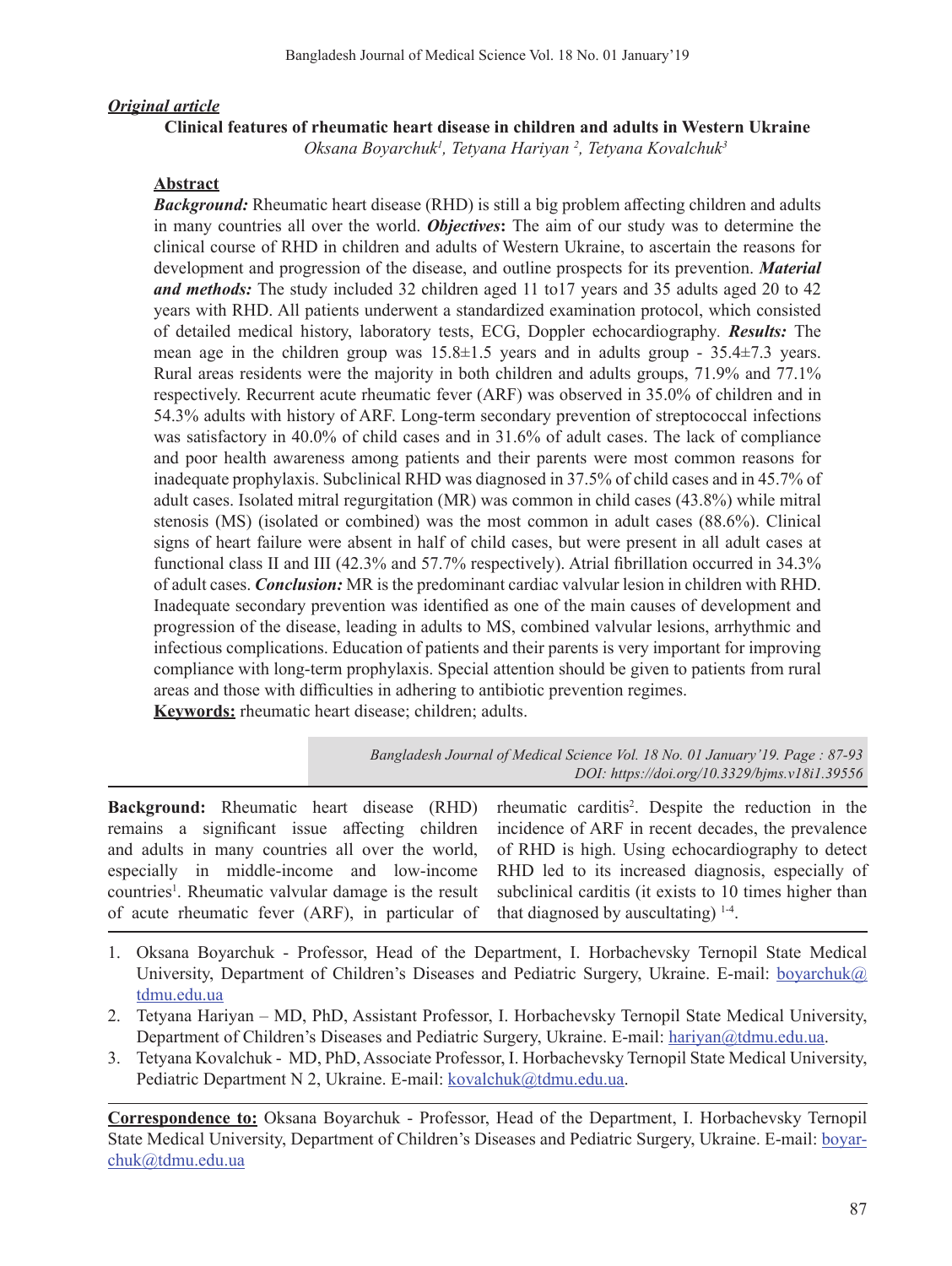***Original article***

**Clinical features of rheumatic heart disease in children and adults in Western Ukraine**

*Oksana Boyarchuk[1], Tetyana Hariyan [2], Tetyana Kovalchuk[3]*

## Abstract

***Background:*** Rheumatic heart disease (RHD) is still a big problem affecting children and adults in many countries all over the world. ***Objectives*:** The aim of our study was to determine the clinical course of RHD in children and adults of Western Ukraine, to ascertain the reasons for development and progression of the disease, and outline prospects for its prevention. ***Material and methods:*** The study included 32 children aged 11 to17 years and 35 adults aged 20 to 42 years with RHD. All patients underwent a standardized examination protocol, which consisted of detailed medical history, laboratory tests, ECG, Doppler echocardiography. ***Results:*** The mean age in the children group was 15.8±1.5 years and in adults group - 35.4±7.3 years. Rural areas residents were the majority in both children and adults groups, 71.9% and 77.1% respectively. Recurrent acute rheumatic fever (ARF) was observed in 35.0% of children and in 54.3% adults with history of ARF. Long-term secondary prevention of streptococcal infections was satisfactory in 40.0% of child cases and in 31.6% of adult cases. The lack of compliance and poor health awareness among patients and their parents were most common reasons for inadequate prophylaxis. Subclinical RHD was diagnosed in 37.5% of child cases and in 45.7% of adult cases. Isolated mitral regurgitation (MR) was common in child cases (43.8%) while mitral stenosis (MS) (isolated or combined) was the most common in adult cases (88.6%). Clinical signs of heart failure were absent in half of child cases, but were present in all adult cases at functional class II and III (42.3% and 57.7% respectively). Atrial fibrillation occurred in 34.3% of adult cases. ***Conclusion:*** MR is the predominant cardiac valvular lesion in children with RHD. Inadequate secondary prevention was identified as one of the main causes of development and progression of the disease, leading in adults to MS, combined valvular lesions, arrhythmic and infectious complications. Education of patients and their parents is very important for improving compliance with long-term prophylaxis. Special attention should be given to patients from rural areas and those with difficulties in adhering to antibiotic prevention regimes.

**Keywords:** rheumatic heart disease; children; adults.

*Bangladesh Journal of Medical Science Vol. 18 No. 01 January'19. Page : 87-93*
*DOI: https://doi.org/10.3329/bjms.v18i1.39556*

**Background:** Rheumatic heart disease (RHD) remains a significant issue affecting children and adults in many countries all over the world, especially in middle-income and low-income countries[1]. Rheumatic valvular damage is the result of acute rheumatic fever (ARF), in particular of rheumatic carditis[2]. Despite the reduction in the incidence of ARF in recent decades, the prevalence of RHD is high. Using echocardiography to detect RHD led to its increased diagnosis, especially of subclinical carditis (it exists to 10 times higher than that diagnosed by auscultating) [1-4].

1. Oksana Boyarchuk - Professor, Head of the Department, I. Horbachevsky Ternopil State Medical University, Department of Children's Diseases and Pediatric Surgery, Ukraine. E-mail: boyarchuk@tdmu.edu.ua
2. Tetyana Hariyan – MD, PhD, Assistant Professor, I. Horbachevsky Ternopil State Medical University, Department of Children's Diseases and Pediatric Surgery, Ukraine. E-mail: hariyan@tdmu.edu.ua.
3. Tetyana Kovalchuk - MD, PhD, Associate Professor, I. Horbachevsky Ternopil State Medical University, Pediatric Department N 2, Ukraine. E-mail: kovalchuk@tdmu.edu.ua.

**Correspondence to:** Oksana Boyarchuk - Professor, Head of the Department, I. Horbachevsky Ternopil State Medical University, Department of Children's Diseases and Pediatric Surgery, Ukraine. E-mail: boyarchuk@tdmu.edu.ua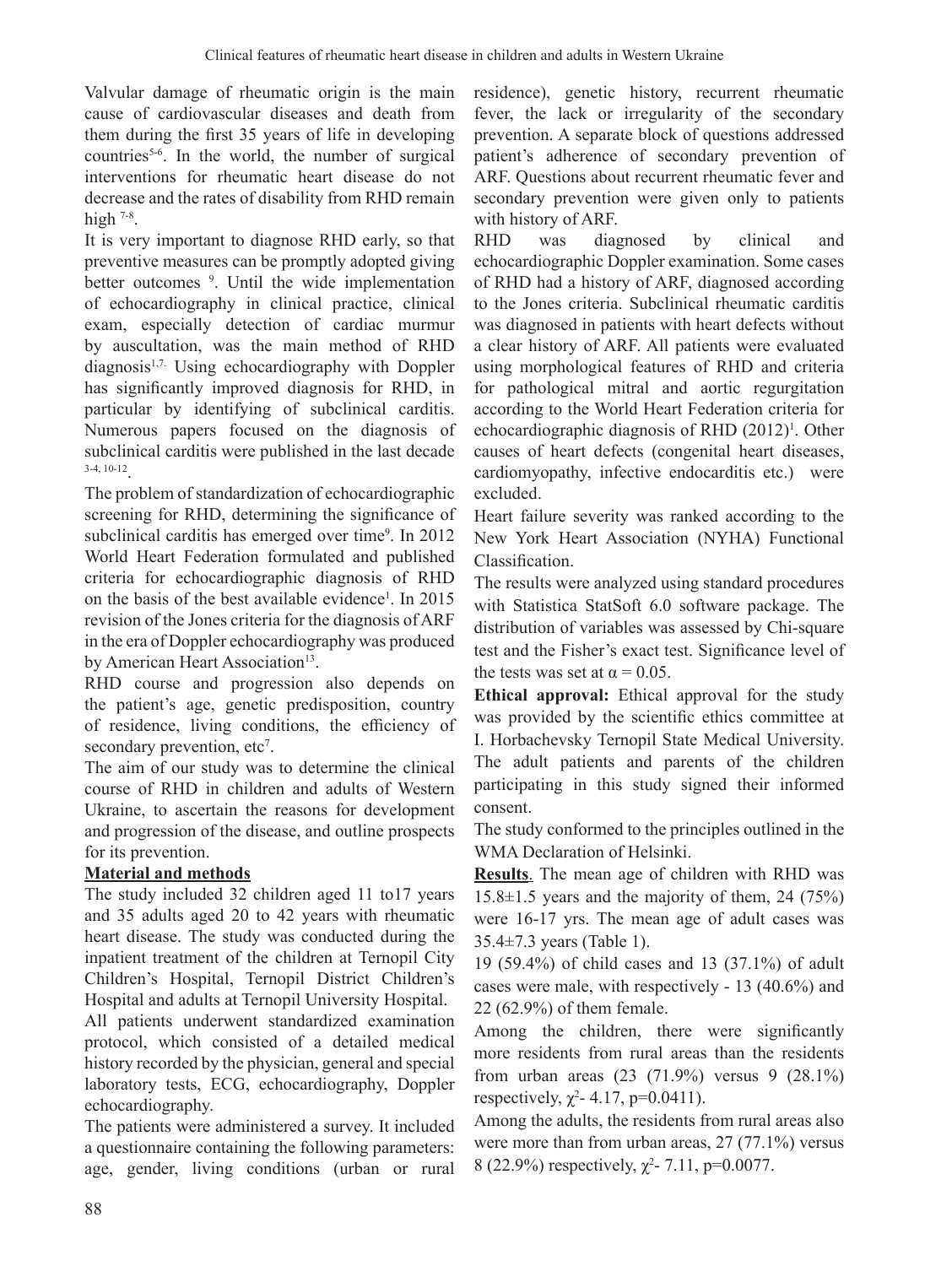Valvular damage of rheumatic origin is the main cause of cardiovascular diseases and death from them during the first 35 years of life in developing countries[5-6]. In the world, the number of surgical interventions for rheumatic heart disease do not decrease and the rates of disability from RHD remain high [7-8].

It is very important to diagnose RHD early, so that preventive measures can be promptly adopted giving better outcomes [9]. Until the wide implementation of echocardiography in clinical practice, clinical exam, especially detection of cardiac murmur by auscultation, was the main method of RHD diagnosis[1,7]. Using echocardiography with Doppler has significantly improved diagnosis for RHD, in particular by identifying of subclinical carditis. Numerous papers focused on the diagnosis of subclinical carditis were published in the last decade [3-4, 10-12].

The problem of standardization of echocardiographic screening for RHD, determining the significance of subclinical carditis has emerged over time[9]. In 2012 World Heart Federation formulated and published criteria for echocardiographic diagnosis of RHD on the basis of the best available evidence[1]. In 2015 revision of the Jones criteria for the diagnosis of ARF in the era of Doppler echocardiography was produced by American Heart Association[13].

RHD course and progression also depends on the patient's age, genetic predisposition, country of residence, living conditions, the efficiency of secondary prevention, etc[7].

The aim of our study was to determine the clinical course of RHD in children and adults of Western Ukraine, to ascertain the reasons for development and progression of the disease, and outline prospects for its prevention.

## Material and methods

The study included 32 children aged 11 to17 years and 35 adults aged 20 to 42 years with rheumatic heart disease. The study was conducted during the inpatient treatment of the children at Ternopil City Children's Hospital, Ternopil District Children's Hospital and adults at Ternopil University Hospital.

All patients underwent standardized examination protocol, which consisted of a detailed medical history recorded by the physician, general and special laboratory tests, ECG, echocardiography, Doppler echocardiography.

The patients were administered a survey. It included a questionnaire containing the following parameters: age, gender, living conditions (urban or rural residence), genetic history, recurrent rheumatic fever, the lack or irregularity of the secondary prevention. A separate block of questions addressed patient's adherence of secondary prevention of ARF. Questions about recurrent rheumatic fever and secondary prevention were given only to patients with history of ARF.

RHD was diagnosed by clinical and echocardiographic Doppler examination. Some cases of RHD had a history of ARF, diagnosed according to the Jones criteria. Subclinical rheumatic carditis was diagnosed in patients with heart defects without a clear history of ARF. All patients were evaluated using morphological features of RHD and criteria for pathological mitral and aortic regurgitation according to the World Heart Federation criteria for echocardiographic diagnosis of RHD (2012)[1]. Other causes of heart defects (congenital heart diseases, cardiomyopathy, infective endocarditis etc.) were excluded.

Heart failure severity was ranked according to the New York Heart Association (NYHA) Functional Classification.

The results were analyzed using standard procedures with Statistica StatSoft 6.0 software package. The distribution of variables was assessed by Chi-square test and the Fisher's exact test. Significance level of the tests was set at $\alpha = 0.05$.

**Ethical approval:** Ethical approval for the study was provided by the scientific ethics committee at I. Horbachevsky Ternopil State Medical University. The adult patients and parents of the children participating in this study signed their informed consent.

The study conformed to the principles outlined in the WMA Declaration of Helsinki.

## Results

The mean age of children with RHD was 15.8±1.5 years and the majority of them, 24 (75%) were 16-17 yrs. The mean age of adult cases was 35.4±7.3 years (Table 1).

19 (59.4%) of child cases and 13 (37.1%) of adult cases were male, with respectively - 13 (40.6%) and 22 (62.9%) of them female.

Among the children, there were significantly more residents from rural areas than the residents from urban areas (23 (71.9%) versus 9 (28.1%) respectively, $\chi^2$- 4.17, p=0.0411).

Among the adults, the residents from rural areas also were more than from urban areas, 27 (77.1%) versus 8 (22.9%) respectively, $\chi^2$- 7.11, p=0.0077.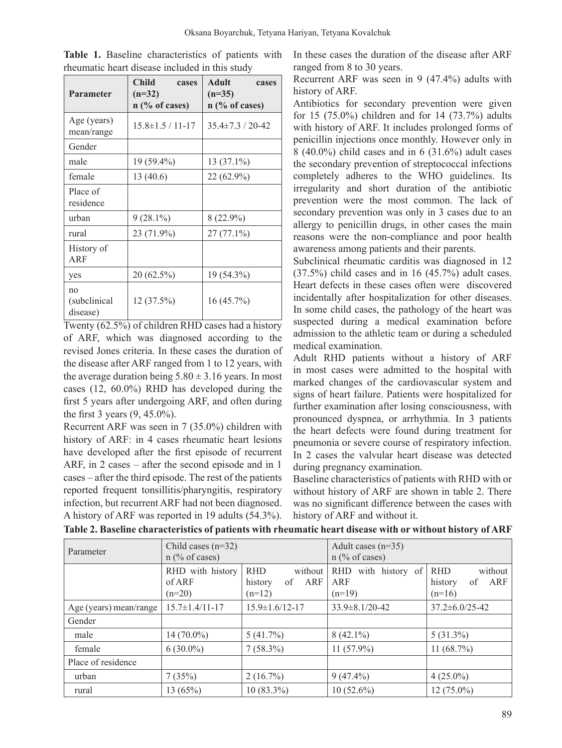**Table 1.** Baseline characteristics of patients with rheumatic heart disease included in this study

| Parameter | Child cases (n=32) n (% of cases) | Adult cases (n=35) n (% of cases) |
|---|---|---|
| Age (years) mean/range | 15.8±1.5 / 11-17 | 35.4±7.3 / 20-42 |
| Gender | | |
| male | 19 (59.4%) | 13 (37.1%) |
| female | 13 (40.6) | 22 (62.9%) |
| Place of residence | | |
| urban | 9 (28.1%) | 8 (22.9%) |
| rural | 23 (71.9%) | 27 (77.1%) |
| History of ARF | | |
| yes | 20 (62.5%) | 19 (54.3%) |
| no (subclinical disease) | 12 (37.5%) | 16 (45.7%) |

Twenty (62.5%) of children RHD cases had a history of ARF, which was diagnosed according to the revised Jones criteria. In these cases the duration of the disease after ARF ranged from 1 to 12 years, with the average duration being 5.80 ± 3.16 years. In most cases (12, 60.0%) RHD has developed during the first 5 years after undergoing ARF, and often during the first 3 years (9, 45.0%).

Recurrent ARF was seen in 7 (35.0%) children with history of ARF: in 4 cases rheumatic heart lesions have developed after the first episode of recurrent ARF, in 2 cases – after the second episode and in 1 cases – after the third episode. The rest of the patients reported frequent tonsillitis/pharyngitis, respiratory infection, but recurrent ARF had not been diagnosed.

A history of ARF was reported in 19 adults (54.3%). In these cases the duration of the disease after ARF ranged from 8 to 30 years.

Recurrent ARF was seen in 9 (47.4%) adults with history of ARF.

Antibiotics for secondary prevention were given for 15 (75.0%) children and for 14 (73.7%) adults with history of ARF. It includes prolonged forms of penicillin injections once monthly. However only in 8 (40.0%) child cases and in 6 (31.6%) adult cases the secondary prevention of streptococcal infections completely adheres to the WHO guidelines. Its irregularity and short duration of the antibiotic prevention were the most common. The lack of secondary prevention was only in 3 cases due to an allergy to penicillin drugs, in other cases the main reasons were the non-compliance and poor health awareness among patients and their parents.

Subclinical rheumatic carditis was diagnosed in 12 (37.5%) child cases and in 16 (45.7%) adult cases. Heart defects in these cases often were discovered incidentally after hospitalization for other diseases. In some child cases, the pathology of the heart was suspected during a medical examination before admission to the athletic team or during a scheduled medical examination.

Adult RHD patients without a history of ARF in most cases were admitted to the hospital with marked changes of the cardiovascular system and signs of heart failure. Patients were hospitalized for further examination after losing consciousness, with pronounced dyspnea, or arrhythmia. In 3 patients the heart defects were found during treatment for pneumonia or severe course of respiratory infection. In 2 cases the valvular heart disease was detected during pregnancy examination.

Baseline characteristics of patients with RHD with or without history of ARF are shown in table 2. There was no significant difference between the cases with history of ARF and without it.

**Table 2. Baseline characteristics of patients with rheumatic heart disease with or without history of ARF**

| Parameter | Child cases (n=32) n (% of cases) | | Adult cases (n=35) n (% of cases) | |
|---|---|---|---|---|
| | RHD with history of ARF (n=20) | RHD without history of ARF (n=12) | RHD with history of ARF (n=19) | RHD without history of ARF (n=16) |
| Age (years) mean/range | 15.7±1.4/11-17 | 15.9±1.6/12-17 | 33.9±8.1/20-42 | 37.2±6.0/25-42 |
| Gender | | | | |
| male | 14 (70.0%) | 5 (41.7%) | 8 (42.1%) | 5 (31.3%) |
| female | 6 (30.0%) | 7 (58.3%) | 11 (57.9%) | 11 (68.7%) |
| Place of residence | | | | |
| urban | 7 (35%) | 2 (16.7%) | 9 (47.4%) | 4 (25.0%) |
| rural | 13 (65%) | 10 (83.3%) | 10 (52.6%) | 12 (75.0%) |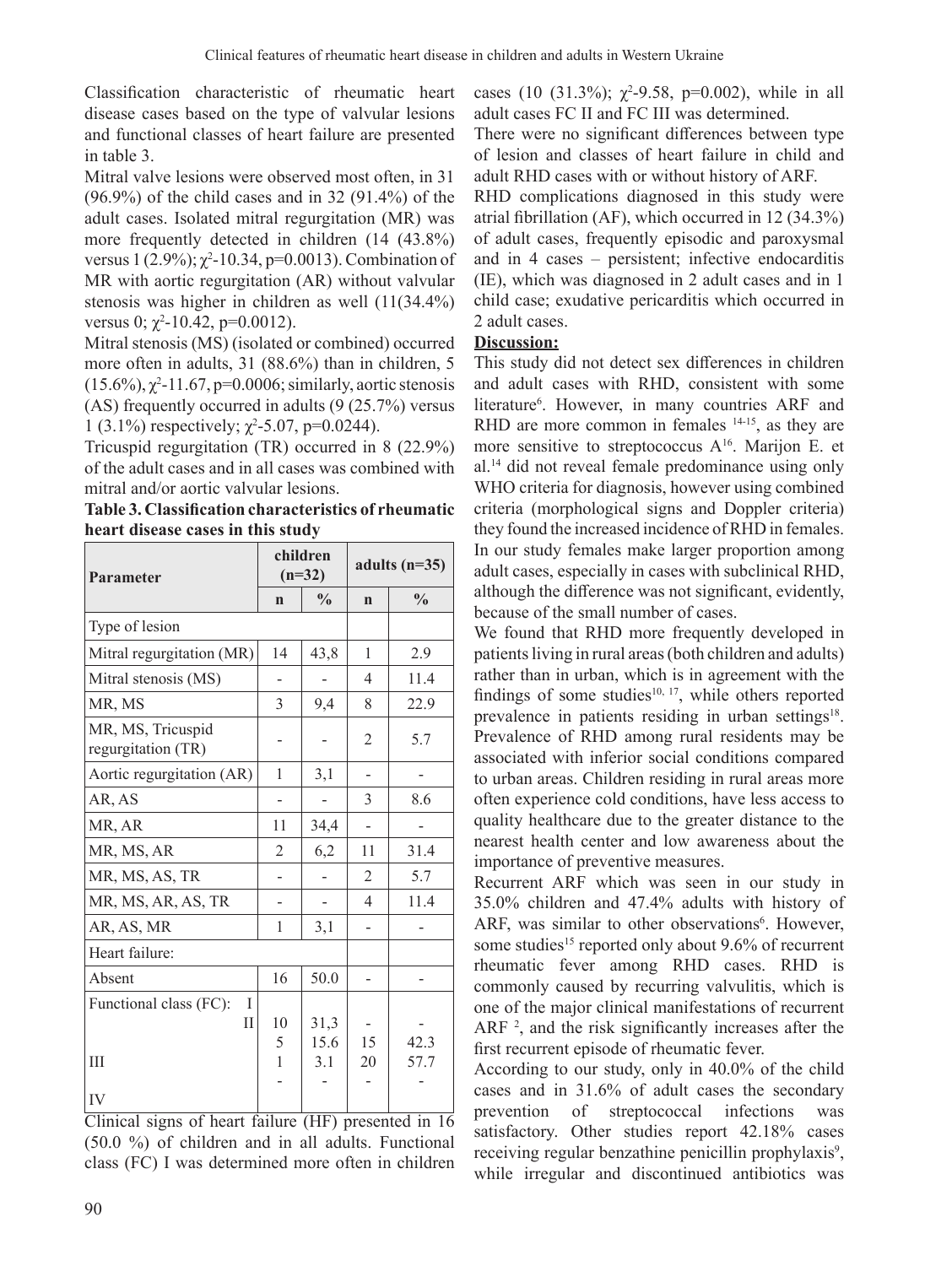Classification characteristic of rheumatic heart disease cases based on the type of valvular lesions and functional classes of heart failure are presented in table 3.

Mitral valve lesions were observed most often, in 31 (96.9%) of the child cases and in 32 (91.4%) of the adult cases. Isolated mitral regurgitation (MR) was more frequently detected in children (14 (43.8%) versus 1 (2.9%); $\chi^2$-10.34, p=0.0013). Combination of MR with aortic regurgitation (AR) without valvular stenosis was higher in children as well (11(34.4%) versus 0; $\chi^2$-10.42, p=0.0012).

Mitral stenosis (MS) (isolated or combined) occurred more often in adults, 31 (88.6%) than in children, 5 (15.6%), $\chi^2$-11.67, p=0.0006; similarly, aortic stenosis (AS) frequently occurred in adults (9 (25.7%) versus 1 (3.1%) respectively; $\chi^2$-5.07, p=0.0244).

Tricuspid regurgitation (TR) occurred in 8 (22.9%) of the adult cases and in all cases was combined with mitral and/or aortic valvular lesions.

**Table 3. Classification characteristics of rheumatic heart disease cases in this study**

| Parameter | children (n=32) | | adults (n=35) | |
|---|---|---|---|---|
| | n | % | n | % |
| Type of lesion | | | | |
| Mitral regurgitation (MR) | 14 | 43,8 | 1 | 2.9 |
| Mitral stenosis (MS) | - | - | 4 | 11.4 |
| MR, MS | 3 | 9,4 | 8 | 22.9 |
| MR, MS, Tricuspid regurgitation (TR) | - | - | 2 | 5.7 |
| Aortic regurgitation (AR) | 1 | 3,1 | - | - |
| AR, AS | - | - | 3 | 8.6 |
| MR, AR | 11 | 34,4 | - | - |
| MR, MS, AR | 2 | 6,2 | 11 | 31.4 |
| MR, MS, AS, TR | - | - | 2 | 5.7 |
| MR, MS, AR, AS, TR | - | - | 4 | 11.4 |
| AR, AS, MR | 1 | 3,1 | - | - |
| Heart failure: | | | | |
| Absent | 16 | 50.0 | - | - |
| Functional class (FC): I | 10 | 31,3 | - | - |
| II | 5 | 15.6 | 15 | 42.3 |
| III | 1 | 3.1 | 20 | 57.7 |
| IV | - | - | - | - |

Clinical signs of heart failure (HF) presented in 16 (50.0 %) of children and in all adults. Functional class (FC) I was determined more often in children cases (10 (31.3%); $\chi^2$-9.58, p=0.002), while in all adult cases FC II and FC III was determined.

There were no significant differences between type of lesion and classes of heart failure in child and adult RHD cases with or without history of ARF.

RHD complications diagnosed in this study were atrial fibrillation (AF), which occurred in 12 (34.3%) of adult cases, frequently episodic and paroxysmal and in 4 cases – persistent; infective endocarditis (IE), which was diagnosed in 2 adult cases and in 1 child case; exudative pericarditis which occurred in 2 adult cases.

## Discussion:

This study did not detect sex differences in children and adult cases with RHD, consistent with some literature[6]. However, in many countries ARF and RHD are more common in females [14-15], as they are more sensitive to streptococcus A[16]. Marijon E. et al.[14] did not reveal female predominance using only WHO criteria for diagnosis, however using combined criteria (morphological signs and Doppler criteria) they found the increased incidence of RHD in females. In our study females make larger proportion among adult cases, especially in cases with subclinical RHD, although the difference was not significant, evidently, because of the small number of cases.

We found that RHD more frequently developed in patients living in rural areas (both children and adults) rather than in urban, which is in agreement with the findings of some studies[10, 17], while others reported prevalence in patients residing in urban settings[18]. Prevalence of RHD among rural residents may be associated with inferior social conditions compared to urban areas. Children residing in rural areas more often experience cold conditions, have less access to quality healthcare due to the greater distance to the nearest health center and low awareness about the importance of preventive measures.

Recurrent ARF which was seen in our study in 35.0% children and 47.4% adults with history of ARF, was similar to other observations[6]. However, some studies[15] reported only about 9.6% of recurrent rheumatic fever among RHD cases. RHD is commonly caused by recurring valvulitis, which is one of the major clinical manifestations of recurrent ARF [2], and the risk significantly increases after the first recurrent episode of rheumatic fever.

According to our study, only in 40.0% of the child cases and in 31.6% of adult cases the secondary prevention of streptococcal infections was satisfactory. Other studies report 42.18% cases receiving regular benzathine penicillin prophylaxis[9], while irregular and discontinued antibiotics was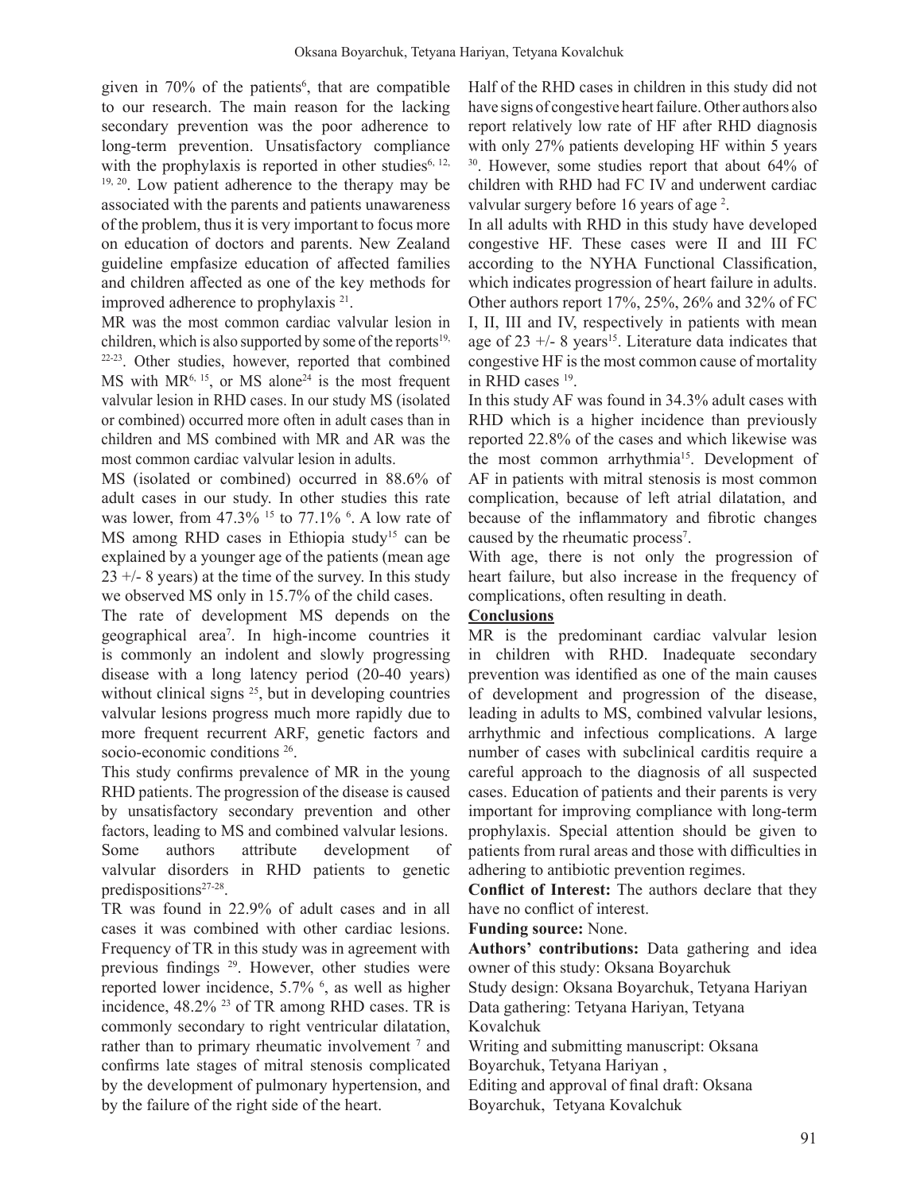given in 70% of the patients[6], that are compatible to our research. The main reason for the lacking secondary prevention was the poor adherence to long-term prevention. Unsatisfactory compliance with the prophylaxis is reported in other studies[6, 12, 19, 20]. Low patient adherence to the therapy may be associated with the parents and patients unawareness of the problem, thus it is very important to focus more on education of doctors and parents. New Zealand guideline empfasize education of affected families and children affected as one of the key methods for improved adherence to prophylaxis [21].

MR was the most common cardiac valvular lesion in children, which is also supported by some of the reports[19, 22-23]. Other studies, however, reported that combined MS with MR[6, 15], or MS alone[24] is the most frequent valvular lesion in RHD cases. In our study MS (isolated or combined) occurred more often in adult cases than in children and MS combined with MR and AR was the most common cardiac valvular lesion in adults.

MS (isolated or combined) occurred in 88.6% of adult cases in our study. In other studies this rate was lower, from 47.3% [15] to 77.1% [6]. A low rate of MS among RHD cases in Ethiopia study[15] can be explained by a younger age of the patients (mean age 23 +/- 8 years) at the time of the survey. In this study we observed MS only in 15.7% of the child cases.

The rate of development MS depends on the geographical area[7]. In high-income countries it is commonly an indolent and slowly progressing disease with a long latency period (20-40 years) without clinical signs [25], but in developing countries valvular lesions progress much more rapidly due to more frequent recurrent ARF, genetic factors and socio-economic conditions [26].

This study confirms prevalence of MR in the young RHD patients. The progression of the disease is caused by unsatisfactory secondary prevention and other factors, leading to MS and combined valvular lesions. Some authors attribute development of valvular disorders in RHD patients to genetic predispositions[27-28].

TR was found in 22.9% of adult cases and in all cases it was combined with other cardiac lesions. Frequency of TR in this study was in agreement with previous findings [29]. However, other studies were reported lower incidence, 5.7% [6], as well as higher incidence, 48.2% [23] of TR among RHD cases. TR is commonly secondary to right ventricular dilatation, rather than to primary rheumatic involvement [7] and confirms late stages of mitral stenosis complicated by the development of pulmonary hypertension, and by the failure of the right side of the heart.

Half of the RHD cases in children in this study did not have signs of congestive heart failure. Other authors also report relatively low rate of HF after RHD diagnosis with only 27% patients developing HF within 5 years [30]. However, some studies report that about 64% of children with RHD had FC IV and underwent cardiac valvular surgery before 16 years of age [2].

In all adults with RHD in this study have developed congestive HF. These cases were II and III FC according to the NYHA Functional Classification, which indicates progression of heart failure in adults. Other authors report 17%, 25%, 26% and 32% of FC I, II, III and IV, respectively in patients with mean age of 23 +/- 8 years[15]. Literature data indicates that congestive HF is the most common cause of mortality in RHD cases [19].

In this study AF was found in 34.3% adult cases with RHD which is a higher incidence than previously reported 22.8% of the cases and which likewise was the most common arrhythmia[15]. Development of AF in patients with mitral stenosis is most common complication, because of left atrial dilatation, and because of the inflammatory and fibrotic changes caused by the rheumatic process[7].

With age, there is not only the progression of heart failure, but also increase in the frequency of complications, often resulting in death.

## Conclusions

MR is the predominant cardiac valvular lesion in children with RHD. Inadequate secondary prevention was identified as one of the main causes of development and progression of the disease, leading in adults to MS, combined valvular lesions, arrhythmic and infectious complications. A large number of cases with subclinical carditis require a careful approach to the diagnosis of all suspected cases. Education of patients and their parents is very important for improving compliance with long-term prophylaxis. Special attention should be given to patients from rural areas and those with difficulties in adhering to antibiotic prevention regimes.

**Conflict of Interest:** The authors declare that they have no conflict of interest.

**Funding source:** None.

**Authors' contributions:** Data gathering and idea owner of this study: Oksana Boyarchuk

Study design: Oksana Boyarchuk, Tetyana Hariyan

Data gathering: Tetyana Hariyan, Tetyana Kovalchuk

Writing and submitting manuscript: Oksana Boyarchuk, Tetyana Hariyan ,

Editing and approval of final draft: Oksana Boyarchuk, Tetyana Kovalchuk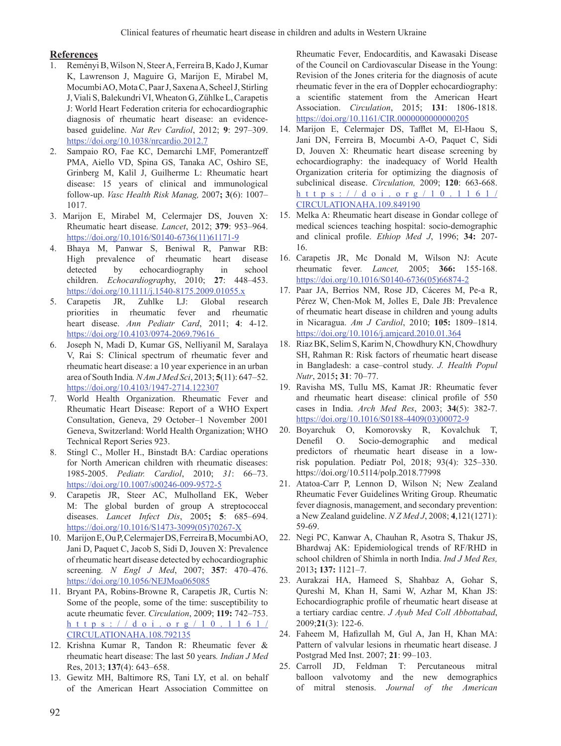## References

1. Reményi B, Wilson N, Steer A, Ferreira B, Kado J, Kumar K, Lawrenson J, Maguire G, Marijon E, Mirabel M, Mocumbi AO, Mota C, Paar J, Saxena A, Scheel J, Stirling J, Viali S, Balekundri VI, Wheaton G, Zühlke L, Carapetis J: World Heart Federation criteria for echocardiographic diagnosis of rheumatic heart disease: an evidence-based guideline. *Nat Rev Cardiol*, 2012; **9**: 297–309. https://doi.org/10.1038/nrcardio.2012.7
2. Sampaio RO, Fae KC, Demarchi LMF, Pomerantzeff PMA, Aiello VD, Spina GS, Tanaka AC, Oshiro SE, Grinberg M, Kalil J, Guilherme L: Rheumatic heart disease: 15 years of clinical and immunological follow-up. *Vasc Health Risk Manag,* 2007**; 3**(6): 1007–1017.
3. Marijon E, Mirabel M, Celermajer DS, Jouven X: Rheumatic heart disease. *Lancet*, 2012; **379**: 953–964. https://doi.org/10.1016/S0140-6736(11)61171-9
4. Bhaya M, Panwar S, Beniwal R, Panwar RB: High prevalence of rheumatic heart disease detected by echocardiography in school children. *Echocardiography*, 2010; **27**: 448–453. https://doi.org/10.1111/j.1540-8175.2009.01055.x
5. Carapetis JR, Zuhlke LJ: Global research priorities in rheumatic fever and rheumatic heart disease. *Ann Pediatr Card*, 2011; **4**: 4-12. https://doi.org/10.4103/0974-2069.79616
6. Joseph N, Madi D, Kumar GS, Nelliyanil M, Saralaya V, Rai S: Clinical spectrum of rheumatic fever and rheumatic heart disease: a 10 year experience in an urban area of South India. *N Am J Med Sci*, 2013; **5**(11): 647–52. https://doi.org/10.4103/1947-2714.122307
7. World Health Organization. Rheumatic Fever and Rheumatic Heart Disease: Report of a WHO Expert Consultation, Geneva, 29 October–1 November 2001 Geneva, Switzerland: World Health Organization; WHO Technical Report Series 923.
8. Stingl C., Moller H., Binstadt BA: Cardiac operations for North American children with rheumatic diseases: 1985-2005. *Pediatr. Cardiol*, 2010; *31*: 66–73. https://doi.org/10.1007/s00246-009-9572-5
9. Carapetis JR, Steer AC, Mulholland EK, Weber M: The global burden of group A streptococcal diseases. *Lancet Infect Dis*, 2005**; 5**: 685–694. https://doi.org/10.1016/S1473-3099(05)70267-X
10. Marijon E, Ou P, Celermajer DS, Ferreira B, Mocumbi AO, Jani D, Paquet C, Jacob S, Sidi D, Jouven X: Prevalence of rheumatic heart disease detected by echocardiographic screening*. N Engl J Med*, 2007; **357**: 470–476. https://doi.org/10.1056/NEJMoa065085
11. Bryant PA, Robins-Browne R, Carapetis JR, Curtis N: Some of the people, some of the time: susceptibility to acute rheumatic fever. *Circulation*, 2009; **119:** 742–753. https://doi.org/10.1161/CIRCULATIONAHA.108.792135
12. Krishna Kumar R, Tandon R: Rheumatic fever & rheumatic heart disease: The last 50 years*. Indian J Med* Res, 2013; **137**(4): 643–658.
13. Gewitz MH, Baltimore RS, Tani LY, et al. on behalf of the American Heart Association Committee on Rheumatic Fever, Endocarditis, and Kawasaki Disease of the Council on Cardiovascular Disease in the Young: Revision of the Jones criteria for the diagnosis of acute rheumatic fever in the era of Doppler echocardiography: a scientific statement from the American Heart Association. *Circulation*, 2015; **131**: 1806-1818. https://doi.org/10.1161/CIR.0000000000000205
14. Marijon E, Celermajer DS, Tafflet M, El-Haou S, Jani DN, Ferreira B, Mocumbi A-O, Paquet C, Sidi D, Jouven X: Rheumatic heart disease screening by echocardiography: the inadequacy of World Health Organization criteria for optimizing the diagnosis of subclinical disease. *Circulation,* 2009; **120**: 663-668. https://doi.org/10.1161/CIRCULATIONAHA.109.849190
15. Melka A: Rheumatic heart disease in Gondar college of medical sciences teaching hospital: socio-demographic and clinical profile. *Ethiop Med J*, 1996; **34:** 207-16.
16. Carapetis JR, Mc Donald M, Wilson NJ: Acute rheumatic fever*. Lancet,* 2005; **366:** 155-168. https://doi.org/10.1016/S0140-6736(05)66874-2
17. Paar JA, Berrios NM, Rose JD, Cáceres M, Pe-a R, Pérez W, Chen-Mok M, Jolles E, Dale JB: Prevalence of rheumatic heart disease in children and young adults in Nicaragua. *Am J Cardiol*, 2010; **105:** 1809–1814. https://doi.org/10.1016/j.amjcard.2010.01.364
18. Riaz BK, Selim S, Karim N, Chowdhury KN, Chowdhury SH, Rahman R: Risk factors of rheumatic heart disease in Bangladesh: a case–control study. *J. Health Popul Nutr*, 2015**; 31**: 70–77.
19. Ravisha MS, Tullu MS, Kamat JR: Rheumatic fever and rheumatic heart disease: clinical profile of 550 cases in India. *Arch Med Res*, 2003; **34**(5): 382-7. https://doi.org/10.1016/S0188-4409(03)00072-9
20. Boyarchuk O, Komorovsky R, Kovalchuk T, Denefil O. Socio-demographic and medical predictors of rheumatic heart disease in a low-risk population. Pediatr Pol, 2018; 93(4): 325–330. https://doi.org/10.5114/polp.2018.77998
21. Atatoa-Carr P, Lennon D, Wilson N; New Zealand Rheumatic Fever Guidelines Writing Group. Rheumatic fever diagnosis, management, and secondary prevention: a New Zealand guideline. *N Z Med J*, 2008; **4**,121(1271): 59-69.
22. Negi PC, Kanwar A, Chauhan R, Asotra S, Thakur JS, Bhardwaj AK: Epidemiological trends of RF/RHD in school children of Shimla in north India. *Ind J Med Res,* 2013**; 137:** 1121–7.
23. Aurakzai HA, Hameed S, Shahbaz A, Gohar S, Qureshi M, Khan H, Sami W, Azhar M, Khan JS: Echocardiographic profile of rheumatic heart disease at a tertiary cardiac centre. *J Ayub Med Coll Abbottabad*, 2009;**21**(3): 122-6.
24. Faheem M, Hafizullah M, Gul A, Jan H, Khan MA: Pattern of valvular lesions in rheumatic heart disease. J Postgrad Med Inst. 2007; **21**: 99–103.
25. Carroll JD, Feldman T: Percutaneous mitral balloon valvotomy and the new demographics of mitral stenosis. *Journal of the American*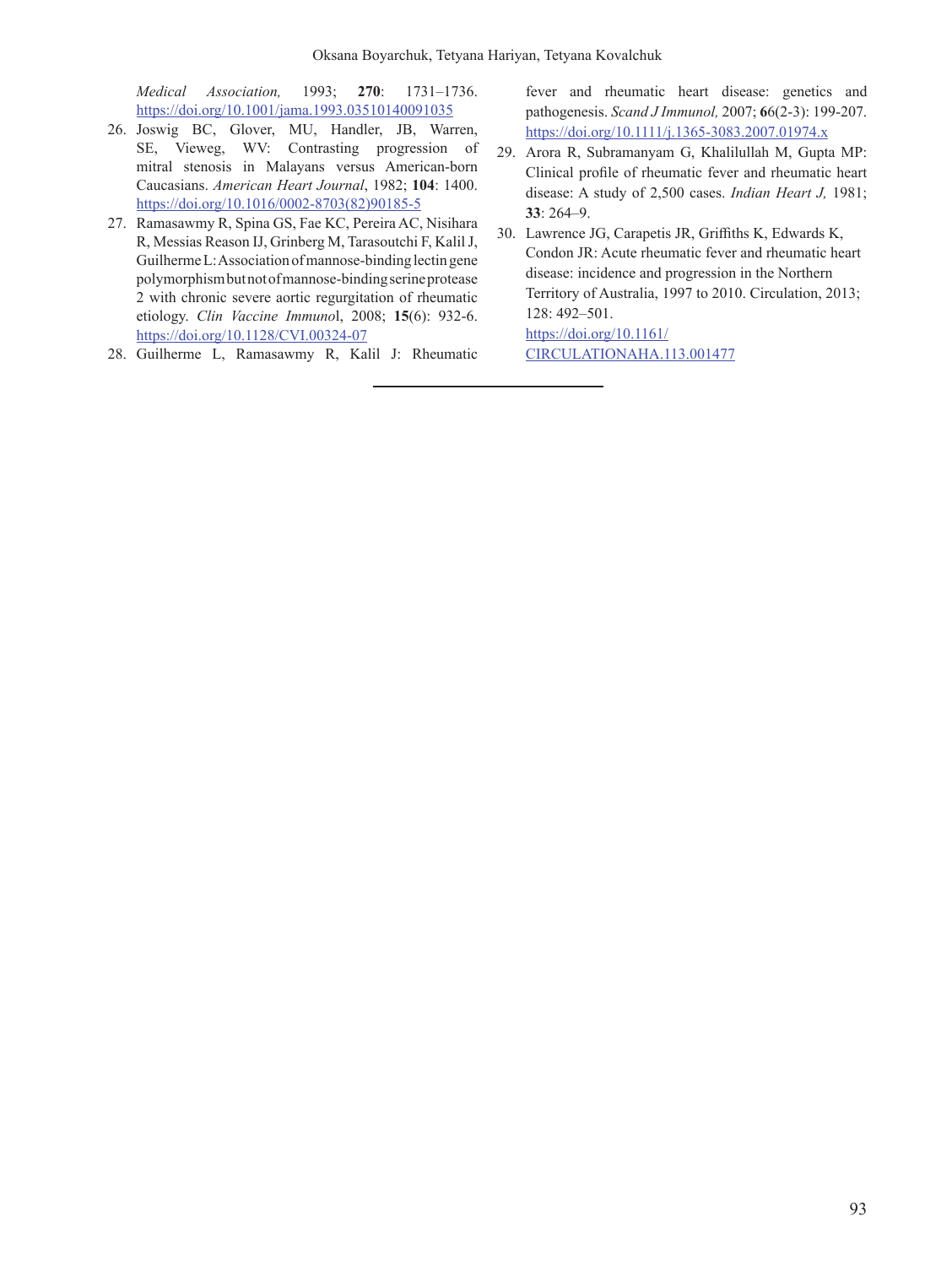*Medical Association,* 1993; **270**: 1731–1736. https://doi.org/10.1001/jama.1993.03510140091035

26. Joswig BC, Glover, MU, Handler, JB, Warren, SE, Vieweg, WV: Contrasting progression of mitral stenosis in Malayans versus American-born Caucasians. *American Heart Journal*, 1982; **104**: 1400. https://doi.org/10.1016/0002-8703(82)90185-5
27. Ramasawmy R, Spina GS, Fae KC, Pereira AC, Nisihara R, Messias Reason IJ, Grinberg M, Tarasoutchi F, Kalil J, Guilherme L: Association of mannose-binding lectin gene polymorphism but not of mannose-binding serine protease 2 with chronic severe aortic regurgitation of rheumatic etiology. *Clin Vaccine Immuno*l, 2008; **15**(6): 932-6. https://doi.org/10.1128/CVI.00324-07
28. Guilherme L, Ramasawmy R, Kalil J: Rheumatic fever and rheumatic heart disease: genetics and pathogenesis. *Scand J Immunol,* 2007; **6**6(2-3): 199-207. https://doi.org/10.1111/j.1365-3083.2007.01974.x
29. Arora R, Subramanyam G, Khalilullah M, Gupta MP: Clinical profile of rheumatic fever and rheumatic heart disease: A study of 2,500 cases. *Indian Heart J,* 1981; **33**: 264–9.
30. Lawrence JG, Carapetis JR, Griffiths K, Edwards K, Condon JR: Acute rheumatic fever and rheumatic heart disease: incidence and progression in the Northern Territory of Australia, 1997 to 2010. Circulation, 2013; 128: 492–501. https://doi.org/10.1161/CIRCULATIONAHA.113.001477